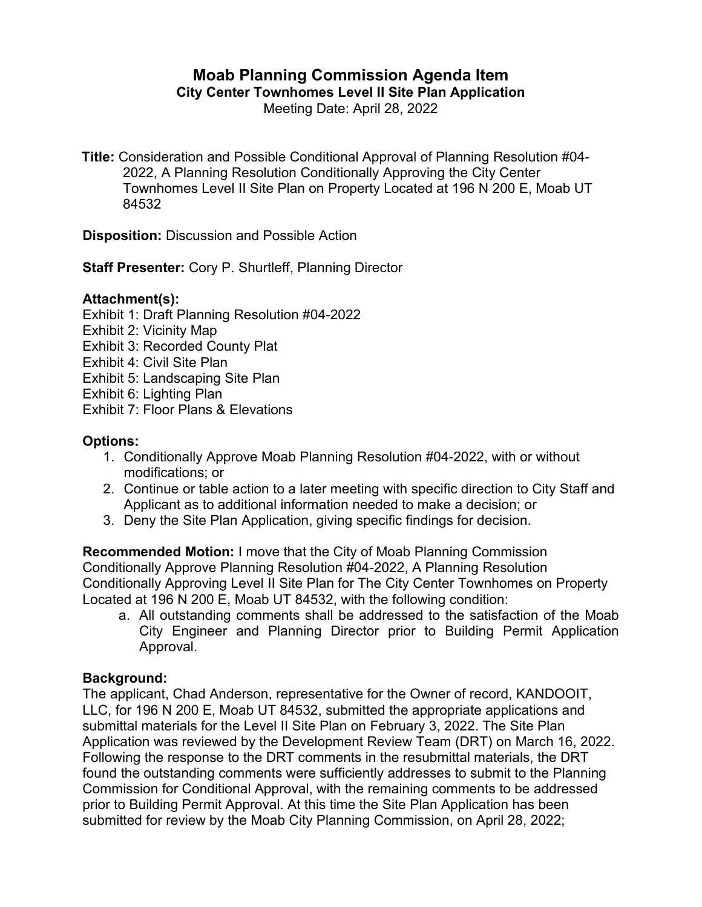# Moab Planning Commission Agenda Item

## City Center Townhomes Level II Site Plan Application

Meeting Date: April 28, 2022

**Title:** Consideration and Possible Conditional Approval of Planning Resolution #04-2022, A Planning Resolution Conditionally Approving the City Center Townhomes Level II Site Plan on Property Located at 196 N 200 E, Moab UT 84532

**Disposition:** Discussion and Possible Action

**Staff Presenter:** Cory P. Shurtleff, Planning Director

### Attachment(s):

Exhibit 1: Draft Planning Resolution #04-2022
Exhibit 2: Vicinity Map
Exhibit 3: Recorded County Plat
Exhibit 4: Civil Site Plan
Exhibit 5: Landscaping Site Plan
Exhibit 6: Lighting Plan
Exhibit 7: Floor Plans & Elevations

### Options:

1. Conditionally Approve Moab Planning Resolution #04-2022, with or without modifications; or
2. Continue or table action to a later meeting with specific direction to City Staff and Applicant as to additional information needed to make a decision; or
3. Deny the Site Plan Application, giving specific findings for decision.

**Recommended Motion:** I move that the City of Moab Planning Commission Conditionally Approve Planning Resolution #04-2022, A Planning Resolution Conditionally Approving Level II Site Plan for The City Center Townhomes on Property Located at 196 N 200 E, Moab UT 84532, with the following condition:

a. All outstanding comments shall be addressed to the satisfaction of the Moab City Engineer and Planning Director prior to Building Permit Application Approval.

### Background:

The applicant, Chad Anderson, representative for the Owner of record, KANDOOIT, LLC, for 196 N 200 E, Moab UT 84532, submitted the appropriate applications and submittal materials for the Level II Site Plan on February 3, 2022. The Site Plan Application was reviewed by the Development Review Team (DRT) on March 16, 2022. Following the response to the DRT comments in the resubmittal materials, the DRT found the outstanding comments were sufficiently addresses to submit to the Planning Commission for Conditional Approval, with the remaining comments to be addressed prior to Building Permit Approval. At this time the Site Plan Application has been submitted for review by the Moab City Planning Commission, on April 28, 2022;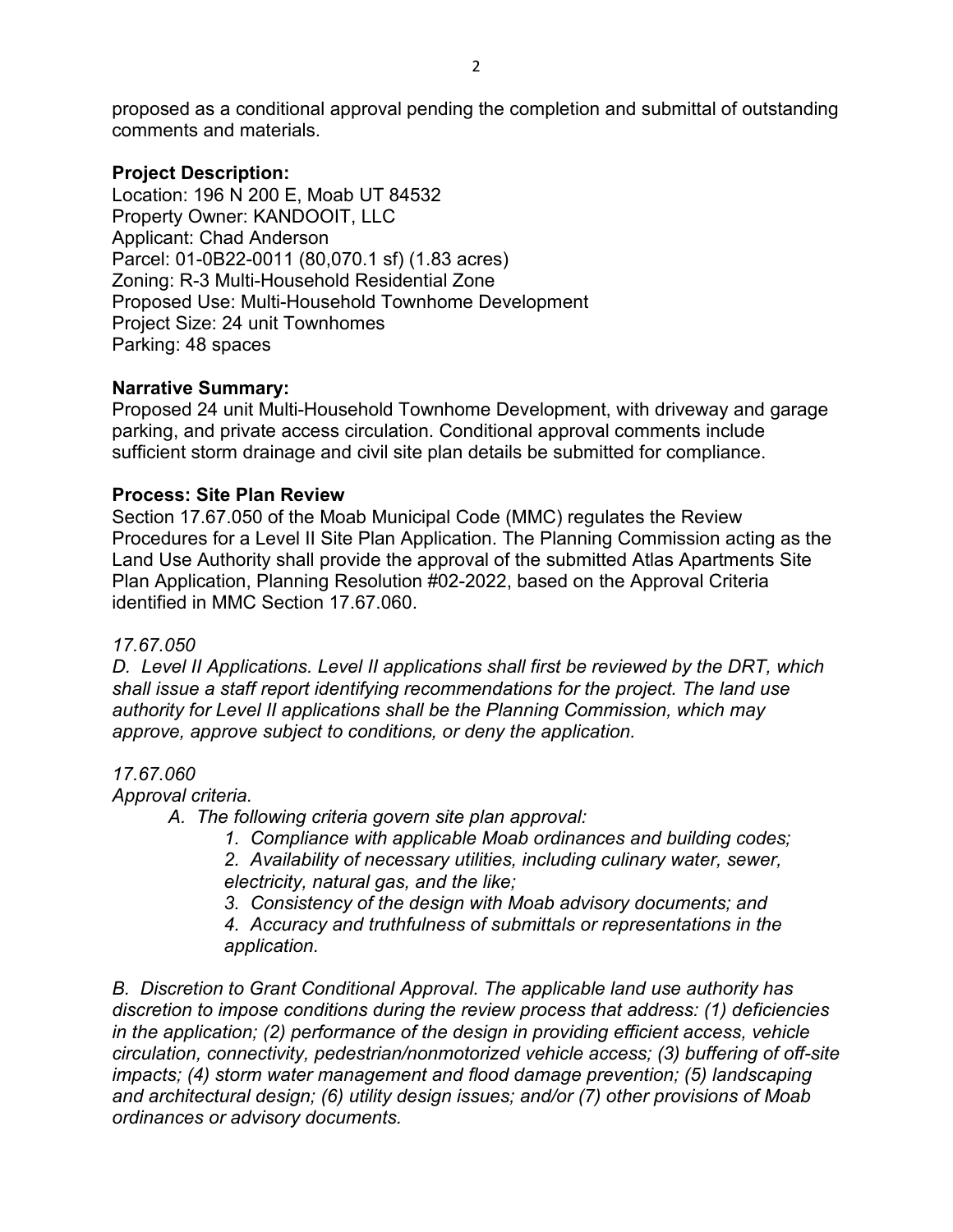proposed as a conditional approval pending the completion and submittal of outstanding comments and materials.

**Project Description:**
Location: 196 N 200 E, Moab UT 84532
Property Owner: KANDOOIT, LLC
Applicant: Chad Anderson
Parcel: 01-0B22-0011 (80,070.1 sf) (1.83 acres)
Zoning: R-3 Multi-Household Residential Zone
Proposed Use: Multi-Household Townhome Development
Project Size: 24 unit Townhomes
Parking: 48 spaces

**Narrative Summary:**
Proposed 24 unit Multi-Household Townhome Development, with driveway and garage parking, and private access circulation. Conditional approval comments include sufficient storm drainage and civil site plan details be submitted for compliance.

**Process: Site Plan Review**
Section 17.67.050 of the Moab Municipal Code (MMC) regulates the Review Procedures for a Level II Site Plan Application. The Planning Commission acting as the Land Use Authority shall provide the approval of the submitted Atlas Apartments Site Plan Application, Planning Resolution #02-2022, based on the Approval Criteria identified in MMC Section 17.67.060.

*17.67.050*
*D. Level II Applications. Level II applications shall first be reviewed by the DRT, which shall issue a staff report identifying recommendations for the project. The land use authority for Level II applications shall be the Planning Commission, which may approve, approve subject to conditions, or deny the application.*

*17.67.060*
*Approval criteria.*

*A. The following criteria govern site plan approval:*

1. *Compliance with applicable Moab ordinances and building codes;*
2. *Availability of necessary utilities, including culinary water, sewer, electricity, natural gas, and the like;*
3. *Consistency of the design with Moab advisory documents; and*
4. *Accuracy and truthfulness of submittals or representations in the application.*

*B. Discretion to Grant Conditional Approval. The applicable land use authority has discretion to impose conditions during the review process that address: (1) deficiencies in the application; (2) performance of the design in providing efficient access, vehicle circulation, connectivity, pedestrian/nonmotorized vehicle access; (3) buffering of off-site impacts; (4) storm water management and flood damage prevention; (5) landscaping and architectural design; (6) utility design issues; and/or (7) other provisions of Moab ordinances or advisory documents.*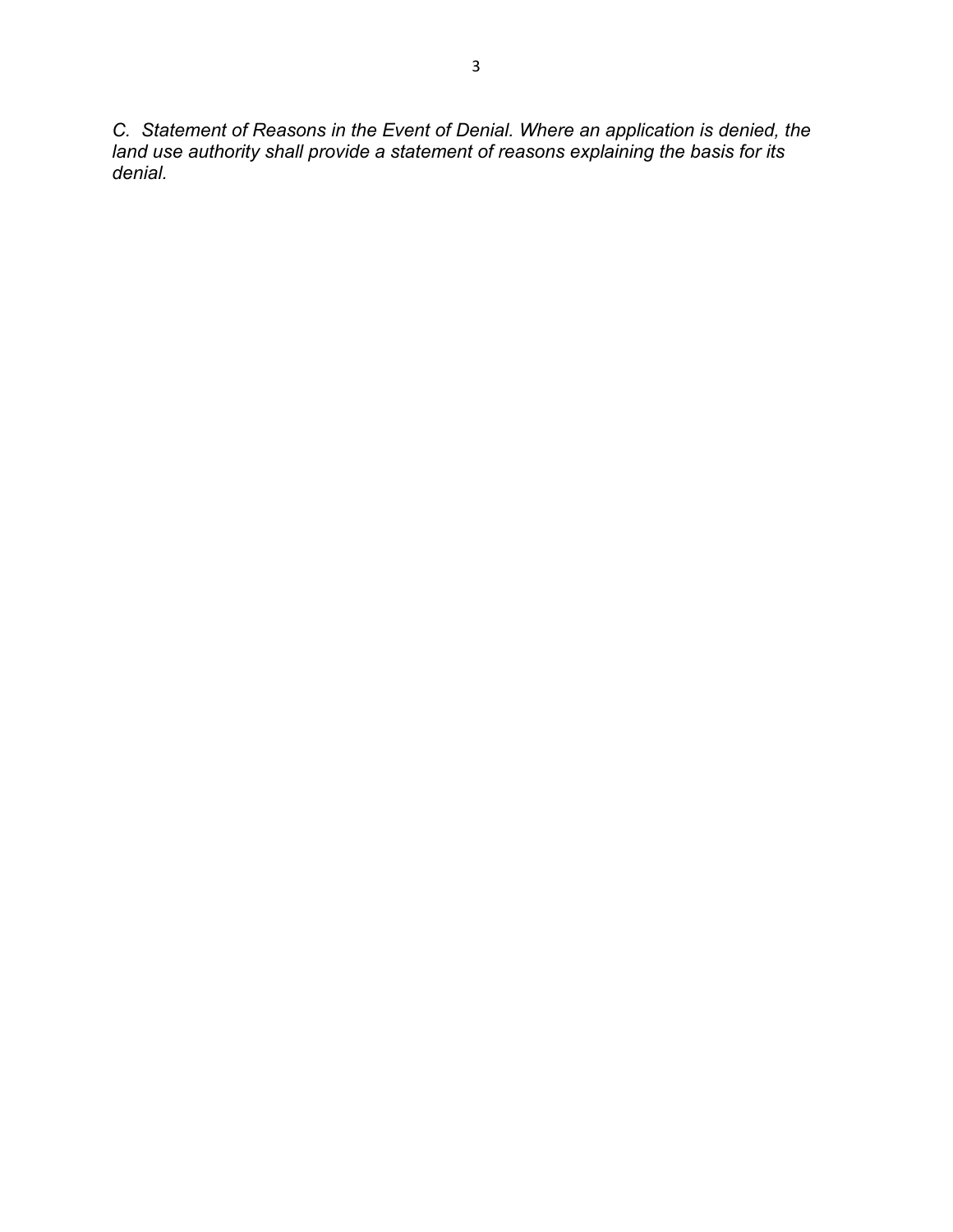*C. Statement of Reasons in the Event of Denial. Where an application is denied, the land use authority shall provide a statement of reasons explaining the basis for its denial.*